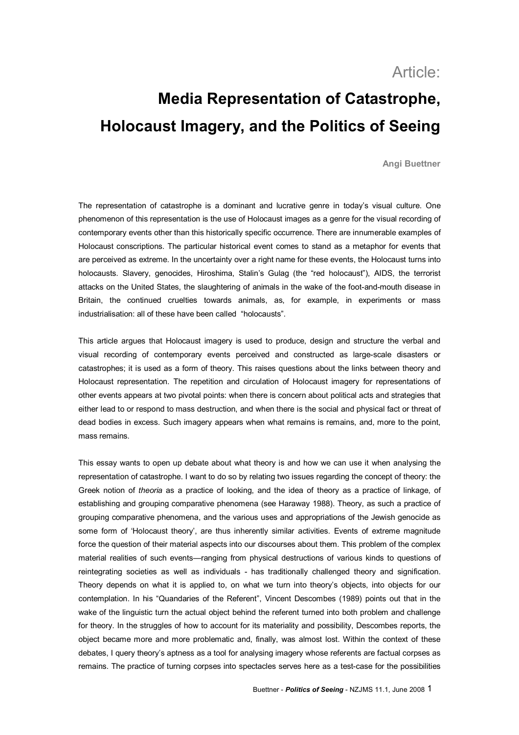Article:

# Media Representation of Catastrophe, Holocaust Imagery, and the Politics of Seeing

**Angi Buettner**

The representation of catastrophe is a dominant and lucrative genre in today's visual culture. One phenomenon of this representation is the use of Holocaust images as a genre for the visual recording of contemporary events other than this historically specific occurrence. There are innumerable examples of Holocaust conscriptions. The particular historical event comes to stand as a metaphor for events that are perceived as extreme. In the uncertainty over a right name for these events, the Holocaust turns into holocausts. Slavery, genocides, Hiroshima, Stalin's Gulag (the "red holocaust"), AIDS, the terrorist attacks on the United States, the slaughtering of animals in the wake of the foot-and-mouth disease in Britain, the continued cruelties towards animals, as, for example, in experiments or mass industrialisation: all of these have been called "holocausts".

This article argues that Holocaust imagery is used to produce, design and structure the verbal and visual recording of contemporary events perceived and constructed as large-scale disasters or catastrophes; it is used as a form of theory. This raises questions about the links between theory and Holocaust representation. The repetition and circulation of Holocaust imagery for representations of other events appears at two pivotal points: when there is concern about political acts and strategies that either lead to or respond to mass destruction, and when there is the social and physical fact or threat of dead bodies in excess. Such imagery appears when what remains is remains, and, more to the point, mass remains.

This essay wants to open up debate about what theory is and how we can use it when analysing the representation of catastrophe. I want to do so by relating two issues regarding the concept of theory: the Greek notion of *theoria* as a practice of looking, and the idea of theory as a practice of linkage, of establishing and grouping comparative phenomena (see Haraway 1988). Theory, as such a practice of grouping comparative phenomena, and the various uses and appropriations of the Jewish genocide as some form of 'Holocaust theory', are thus inherently similar activities. Events of extreme magnitude force the question of their material aspects into our discourses about them. This problem of the complex material realities of such events—ranging from physical destructions of various kinds to questions of reintegrating societies as well as individuals - has traditionally challenged theory and signification. Theory depends on what it is applied to, on what we turn into theory's objects, into objects for our contemplation. In his "Quandaries of the Referent", Vincent Descombes (1989) points out that in the wake of the linguistic turn the actual object behind the referent turned into both problem and challenge for theory. In the struggles of how to account for its materiality and possibility, Descombes reports, the object became more and more problematic and, finally, was almost lost. Within the context of these debates, I query theory's aptness as a tool for analysing imagery whose referents are factual corpses as remains. The practice of turning corpses into spectacles serves here as a test-case for the possibilities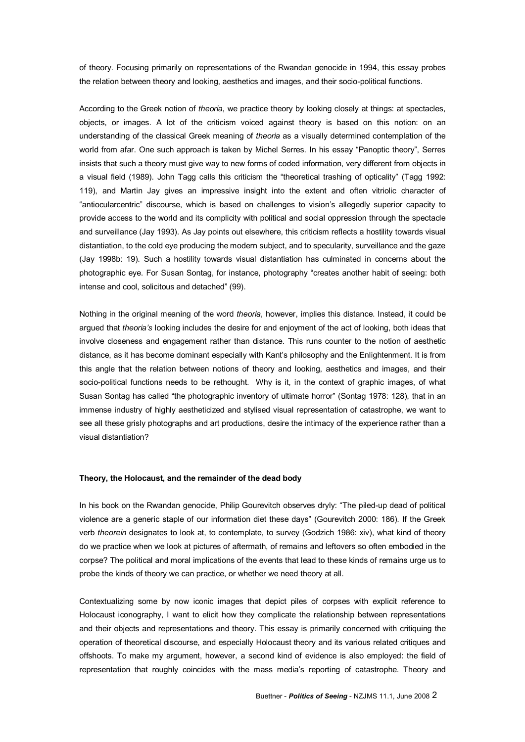of theory. Focusing primarily on representations of the Rwandan genocide in 1994, this essay probes the relation between theory and looking, aesthetics and images, and their socio-political functions.

According to the Greek notion of *theoria*, we practice theory by looking closely at things: at spectacles, objects, or images. A lot of the criticism voiced against theory is based on this notion: on an understanding of the classical Greek meaning of *theoria* as a visually determined contemplation of the world from afar. One such approach is taken by Michel Serres. In his essay "Panoptic theory", Serres insists that such a theory must give way to new forms of coded information, very different from objects in a visual field (1989). John Tagg calls this criticism the "theoretical trashing of opticality" (Tagg 1992: 119), and Martin Jay gives an impressive insight into the extent and often vitriolic character of "antiocularcentric" discourse, which is based on challenges to vision's allegedly superior capacity to provide access to the world and its complicity with political and social oppression through the spectacle and surveillance (Jay 1993). As Jay points out elsewhere, this criticism reflects a hostility towards visual distantiation, to the cold eye producing the modern subject, and to specularity, surveillance and the gaze (Jay 1998b: 19). Such a hostility towards visual distantiation has culminated in concerns about the photographic eye. For Susan Sontag, for instance, photography "creates another habit of seeing: both intense and cool, solicitous and detached" (99).

Nothing in the original meaning of the word *theoria*, however, implies this distance. Instead, it could be argued that *theoria's* looking includes the desire for and enjoyment of the act of looking, both ideas that involve closeness and engagement rather than distance. This runs counter to the notion of aesthetic distance, as it has become dominant especially with Kant's philosophy and the Enlightenment. It is from this angle that the relation between notions of theory and looking, aesthetics and images, and their socio-political functions needs to be rethought. Why is it, in the context of graphic images, of what Susan Sontag has called "the photographic inventory of ultimate horror" (Sontag 1978: 128), that in an immense industry of highly aestheticized and stylised visual representation of catastrophe, we want to see all these grisly photographs and art productions, desire the intimacy of the experience rather than a visual distantiation?

## Theory, the Holocaust, and the remainder of the dead body

In his book on the Rwandan genocide, Philip Gourevitch observes dryly: "The piled-up dead of political violence are a generic staple of our information diet these days" (Gourevitch 2000: 186). If the Greek verb *theorein* designates to look at, to contemplate, to survey (Godzich 1986: xiv), what kind of theory do we practice when we look at pictures of aftermath, of remains and leftovers so often embodied in the corpse? The political and moral implications of the events that lead to these kinds of remains urge us to probe the kinds of theory we can practice, or whether we need theory at all.

Contextualizing some by now iconic images that depict piles of corpses with explicit reference to Holocaust iconography, I want to elicit how they complicate the relationship between representations and their objects and representations and theory. This essay is primarily concerned with critiquing the operation of theoretical discourse, and especially Holocaust theory and its various related critiques and offshoots. To make my argument, however, a second kind of evidence is also employed: the field of representation that roughly coincides with the mass media's reporting of catastrophe. Theory and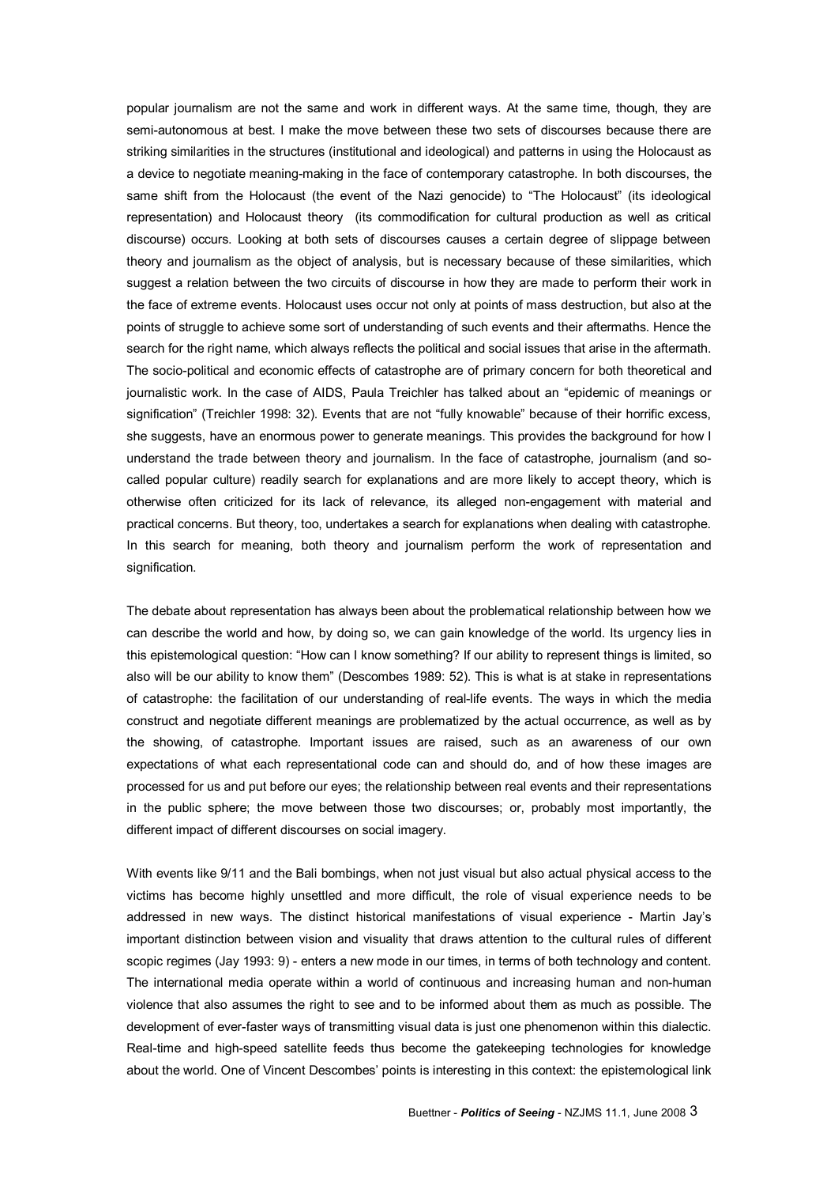popular journalism are not the same and work in different ways. At the same time, though, they are semi-autonomous at best. I make the move between these two sets of discourses because there are striking similarities in the structures (institutional and ideological) and patterns in using the Holocaust as a device to negotiate meaning-making in the face of contemporary catastrophe. In both discourses, the same shift from the Holocaust (the event of the Nazi genocide) to "The Holocaust" (its ideological representation) and Holocaust theory (its commodification for cultural production as well as critical discourse) occurs. Looking at both sets of discourses causes a certain degree of slippage between theory and journalism as the object of analysis, but is necessary because of these similarities, which suggest a relation between the two circuits of discourse in how they are made to perform their work in the face of extreme events. Holocaust uses occur not only at points of mass destruction, but also at the points of struggle to achieve some sort of understanding of such events and their aftermaths. Hence the search for the right name, which always reflects the political and social issues that arise in the aftermath. The socio-political and economic effects of catastrophe are of primary concern for both theoretical and journalistic work. In the case of AIDS, Paula Treichler has talked about an "epidemic of meanings or signification" (Treichler 1998: 32). Events that are not "fully knowable" because of their horrific excess, she suggests, have an enormous power to generate meanings. This provides the background for how I understand the trade between theory and journalism. In the face of catastrophe, journalism (and so-called popular culture) readily search for explanations and are more likely to accept theory, which is otherwise often criticized for its lack of relevance, its alleged non-engagement with material and practical concerns. But theory, too, undertakes a search for explanations when dealing with catastrophe. In this search for meaning, both theory and journalism perform the work of representation and signification.

The debate about representation has always been about the problematical relationship between how we can describe the world and how, by doing so, we can gain knowledge of the world. Its urgency lies in this epistemological question: "How can I know something? If our ability to represent things is limited, so also will be our ability to know them" (Descombes 1989: 52). This is what is at stake in representations of catastrophe: the facilitation of our understanding of real-life events. The ways in which the media construct and negotiate different meanings are problematized by the actual occurrence, as well as by the showing, of catastrophe. Important issues are raised, such as an awareness of our own expectations of what each representational code can and should do, and of how these images are processed for us and put before our eyes; the relationship between real events and their representations in the public sphere; the move between those two discourses; or, probably most importantly, the different impact of different discourses on social imagery.

With events like 9/11 and the Bali bombings, when not just visual but also actual physical access to the victims has become highly unsettled and more difficult, the role of visual experience needs to be addressed in new ways. The distinct historical manifestations of visual experience - Martin Jay's important distinction between vision and visuality that draws attention to the cultural rules of different scopic regimes (Jay 1993: 9) - enters a new mode in our times, in terms of both technology and content. The international media operate within a world of continuous and increasing human and non-human violence that also assumes the right to see and to be informed about them as much as possible. The development of ever-faster ways of transmitting visual data is just one phenomenon within this dialectic. Real-time and high-speed satellite feeds thus become the gatekeeping technologies for knowledge about the world. One of Vincent Descombes' points is interesting in this context: the epistemological link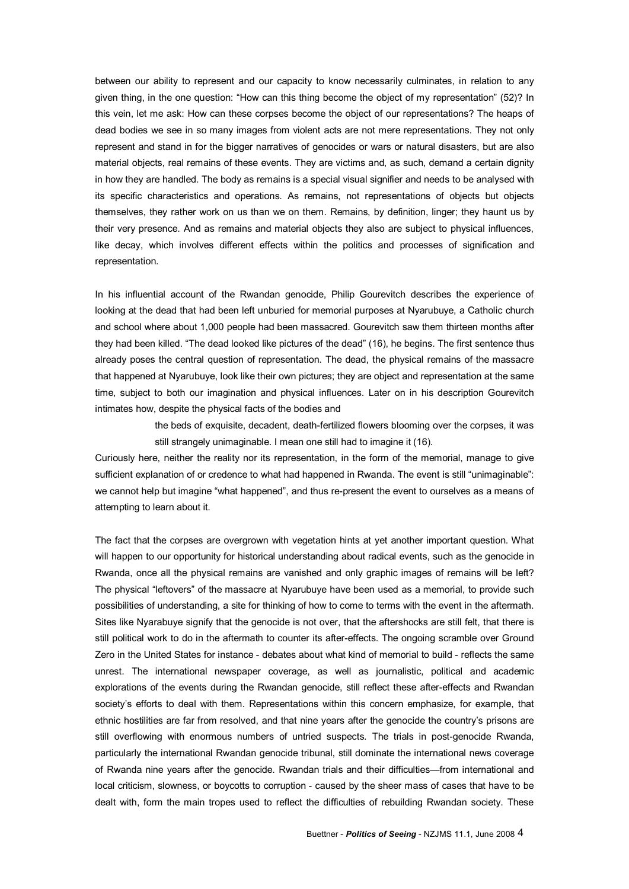between our ability to represent and our capacity to know necessarily culminates, in relation to any given thing, in the one question: "How can this thing become the object of my representation" (52)? In this vein, let me ask: How can these corpses become the object of our representations? The heaps of dead bodies we see in so many images from violent acts are not mere representations. They not only represent and stand in for the bigger narratives of genocides or wars or natural disasters, but are also material objects, real remains of these events. They are victims and, as such, demand a certain dignity in how they are handled. The body as remains is a special visual signifier and needs to be analysed with its specific characteristics and operations. As remains, not representations of objects but objects themselves, they rather work on us than we on them. Remains, by definition, linger; they haunt us by their very presence. And as remains and material objects they also are subject to physical influences, like decay, which involves different effects within the politics and processes of signification and representation.

In his influential account of the Rwandan genocide, Philip Gourevitch describes the experience of looking at the dead that had been left unburied for memorial purposes at Nyarubuye, a Catholic church and school where about 1,000 people had been massacred. Gourevitch saw them thirteen months after they had been killed. "The dead looked like pictures of the dead" (16), he begins. The first sentence thus already poses the central question of representation. The dead, the physical remains of the massacre that happened at Nyarubuye, look like their own pictures; they are object and representation at the same time, subject to both our imagination and physical influences. Later on in his description Gourevitch intimates how, despite the physical facts of the bodies and

> the beds of exquisite, decadent, death-fertilized flowers blooming over the corpses, it was still strangely unimaginable. I mean one still had to imagine it (16).

Curiously here, neither the reality nor its representation, in the form of the memorial, manage to give sufficient explanation of or credence to what had happened in Rwanda. The event is still "unimaginable": we cannot help but imagine "what happened", and thus re-present the event to ourselves as a means of attempting to learn about it.

The fact that the corpses are overgrown with vegetation hints at yet another important question. What will happen to our opportunity for historical understanding about radical events, such as the genocide in Rwanda, once all the physical remains are vanished and only graphic images of remains will be left? The physical "leftovers" of the massacre at Nyarubuye have been used as a memorial, to provide such possibilities of understanding, a site for thinking of how to come to terms with the event in the aftermath. Sites like Nyarabuye signify that the genocide is not over, that the aftershocks are still felt, that there is still political work to do in the aftermath to counter its after-effects. The ongoing scramble over Ground Zero in the United States for instance - debates about what kind of memorial to build - reflects the same unrest. The international newspaper coverage, as well as journalistic, political and academic explorations of the events during the Rwandan genocide, still reflect these after-effects and Rwandan society's efforts to deal with them. Representations within this concern emphasize, for example, that ethnic hostilities are far from resolved, and that nine years after the genocide the country's prisons are still overflowing with enormous numbers of untried suspects. The trials in post-genocide Rwanda, particularly the international Rwandan genocide tribunal, still dominate the international news coverage of Rwanda nine years after the genocide. Rwandan trials and their difficulties—from international and local criticism, slowness, or boycotts to corruption - caused by the sheer mass of cases that have to be dealt with, form the main tropes used to reflect the difficulties of rebuilding Rwandan society. These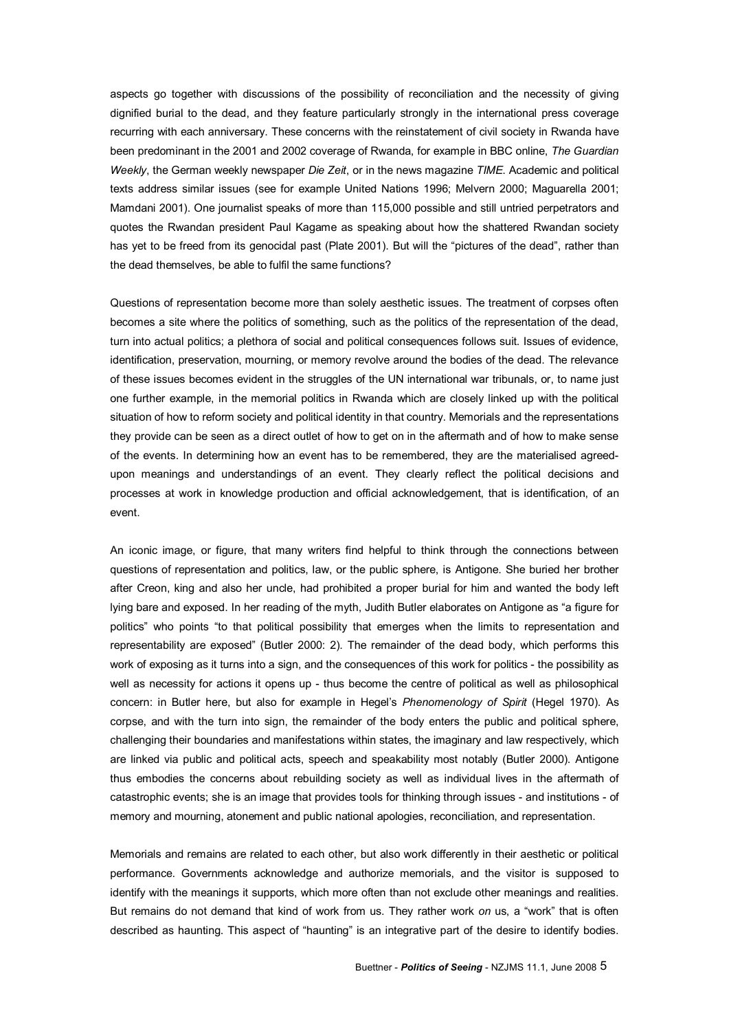aspects go together with discussions of the possibility of reconciliation and the necessity of giving dignified burial to the dead, and they feature particularly strongly in the international press coverage recurring with each anniversary. These concerns with the reinstatement of civil society in Rwanda have been predominant in the 2001 and 2002 coverage of Rwanda, for example in BBC online, *The Guardian Weekly*, the German weekly newspaper *Die Zeit*, or in the news magazine *TIME*. Academic and political texts address similar issues (see for example United Nations 1996; Melvern 2000; Maguarella 2001; Mamdani 2001). One journalist speaks of more than 115,000 possible and still untried perpetrators and quotes the Rwandan president Paul Kagame as speaking about how the shattered Rwandan society has yet to be freed from its genocidal past (Plate 2001). But will the "pictures of the dead", rather than the dead themselves, be able to fulfil the same functions?

Questions of representation become more than solely aesthetic issues. The treatment of corpses often becomes a site where the politics of something, such as the politics of the representation of the dead, turn into actual politics; a plethora of social and political consequences follows suit. Issues of evidence, identification, preservation, mourning, or memory revolve around the bodies of the dead. The relevance of these issues becomes evident in the struggles of the UN international war tribunals, or, to name just one further example, in the memorial politics in Rwanda which are closely linked up with the political situation of how to reform society and political identity in that country. Memorials and the representations they provide can be seen as a direct outlet of how to get on in the aftermath and of how to make sense of the events. In determining how an event has to be remembered, they are the materialised agreed-upon meanings and understandings of an event. They clearly reflect the political decisions and processes at work in knowledge production and official acknowledgement, that is identification, of an event.

An iconic image, or figure, that many writers find helpful to think through the connections between questions of representation and politics, law, or the public sphere, is Antigone. She buried her brother after Creon, king and also her uncle, had prohibited a proper burial for him and wanted the body left lying bare and exposed. In her reading of the myth, Judith Butler elaborates on Antigone as "a figure for politics" who points "to that political possibility that emerges when the limits to representation and representability are exposed" (Butler 2000: 2). The remainder of the dead body, which performs this work of exposing as it turns into a sign, and the consequences of this work for politics - the possibility as well as necessity for actions it opens up - thus become the centre of political as well as philosophical concern: in Butler here, but also for example in Hegel's *Phenomenology of Spirit* (Hegel 1970). As corpse, and with the turn into sign, the remainder of the body enters the public and political sphere, challenging their boundaries and manifestations within states, the imaginary and law respectively, which are linked via public and political acts, speech and speakability most notably (Butler 2000). Antigone thus embodies the concerns about rebuilding society as well as individual lives in the aftermath of catastrophic events; she is an image that provides tools for thinking through issues - and institutions - of memory and mourning, atonement and public national apologies, reconciliation, and representation.

Memorials and remains are related to each other, but also work differently in their aesthetic or political performance. Governments acknowledge and authorize memorials, and the visitor is supposed to identify with the meanings it supports, which more often than not exclude other meanings and realities. But remains do not demand that kind of work from us. They rather work *on* us, a "work" that is often described as haunting. This aspect of "haunting" is an integrative part of the desire to identify bodies.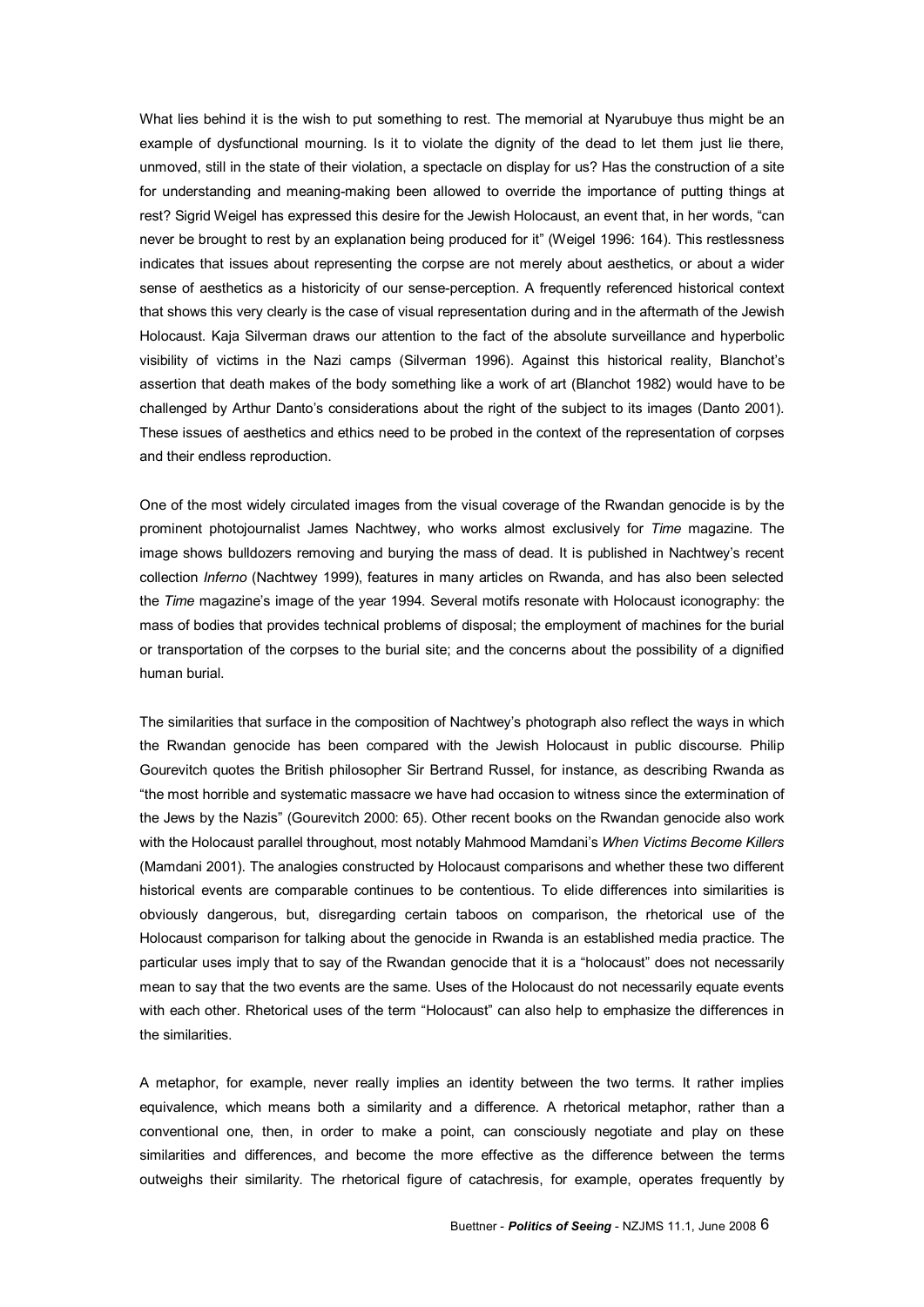What lies behind it is the wish to put something to rest. The memorial at Nyarubuye thus might be an example of dysfunctional mourning. Is it to violate the dignity of the dead to let them just lie there, unmoved, still in the state of their violation, a spectacle on display for us? Has the construction of a site for understanding and meaning-making been allowed to override the importance of putting things at rest? Sigrid Weigel has expressed this desire for the Jewish Holocaust, an event that, in her words, "can never be brought to rest by an explanation being produced for it" (Weigel 1996: 164). This restlessness indicates that issues about representing the corpse are not merely about aesthetics, or about a wider sense of aesthetics as a historicity of our sense-perception. A frequently referenced historical context that shows this very clearly is the case of visual representation during and in the aftermath of the Jewish Holocaust. Kaja Silverman draws our attention to the fact of the absolute surveillance and hyperbolic visibility of victims in the Nazi camps (Silverman 1996). Against this historical reality, Blanchot's assertion that death makes of the body something like a work of art (Blanchot 1982) would have to be challenged by Arthur Danto's considerations about the right of the subject to its images (Danto 2001). These issues of aesthetics and ethics need to be probed in the context of the representation of corpses and their endless reproduction.

One of the most widely circulated images from the visual coverage of the Rwandan genocide is by the prominent photojournalist James Nachtwey, who works almost exclusively for *Time* magazine. The image shows bulldozers removing and burying the mass of dead. It is published in Nachtwey's recent collection *Inferno* (Nachtwey 1999), features in many articles on Rwanda, and has also been selected the *Time* magazine's image of the year 1994. Several motifs resonate with Holocaust iconography: the mass of bodies that provides technical problems of disposal; the employment of machines for the burial or transportation of the corpses to the burial site; and the concerns about the possibility of a dignified human burial.

The similarities that surface in the composition of Nachtwey's photograph also reflect the ways in which the Rwandan genocide has been compared with the Jewish Holocaust in public discourse. Philip Gourevitch quotes the British philosopher Sir Bertrand Russel, for instance, as describing Rwanda as "the most horrible and systematic massacre we have had occasion to witness since the extermination of the Jews by the Nazis" (Gourevitch 2000: 65). Other recent books on the Rwandan genocide also work with the Holocaust parallel throughout, most notably Mahmood Mamdani's *When Victims Become Killers* (Mamdani 2001). The analogies constructed by Holocaust comparisons and whether these two different historical events are comparable continues to be contentious. To elide differences into similarities is obviously dangerous, but, disregarding certain taboos on comparison, the rhetorical use of the Holocaust comparison for talking about the genocide in Rwanda is an established media practice. The particular uses imply that to say of the Rwandan genocide that it is a "holocaust" does not necessarily mean to say that the two events are the same. Uses of the Holocaust do not necessarily equate events with each other. Rhetorical uses of the term "Holocaust" can also help to emphasize the differences in the similarities.

A metaphor, for example, never really implies an identity between the two terms. It rather implies equivalence, which means both a similarity and a difference. A rhetorical metaphor, rather than a conventional one, then, in order to make a point, can consciously negotiate and play on these similarities and differences, and become the more effective as the difference between the terms outweighs their similarity. The rhetorical figure of catachresis, for example, operates frequently by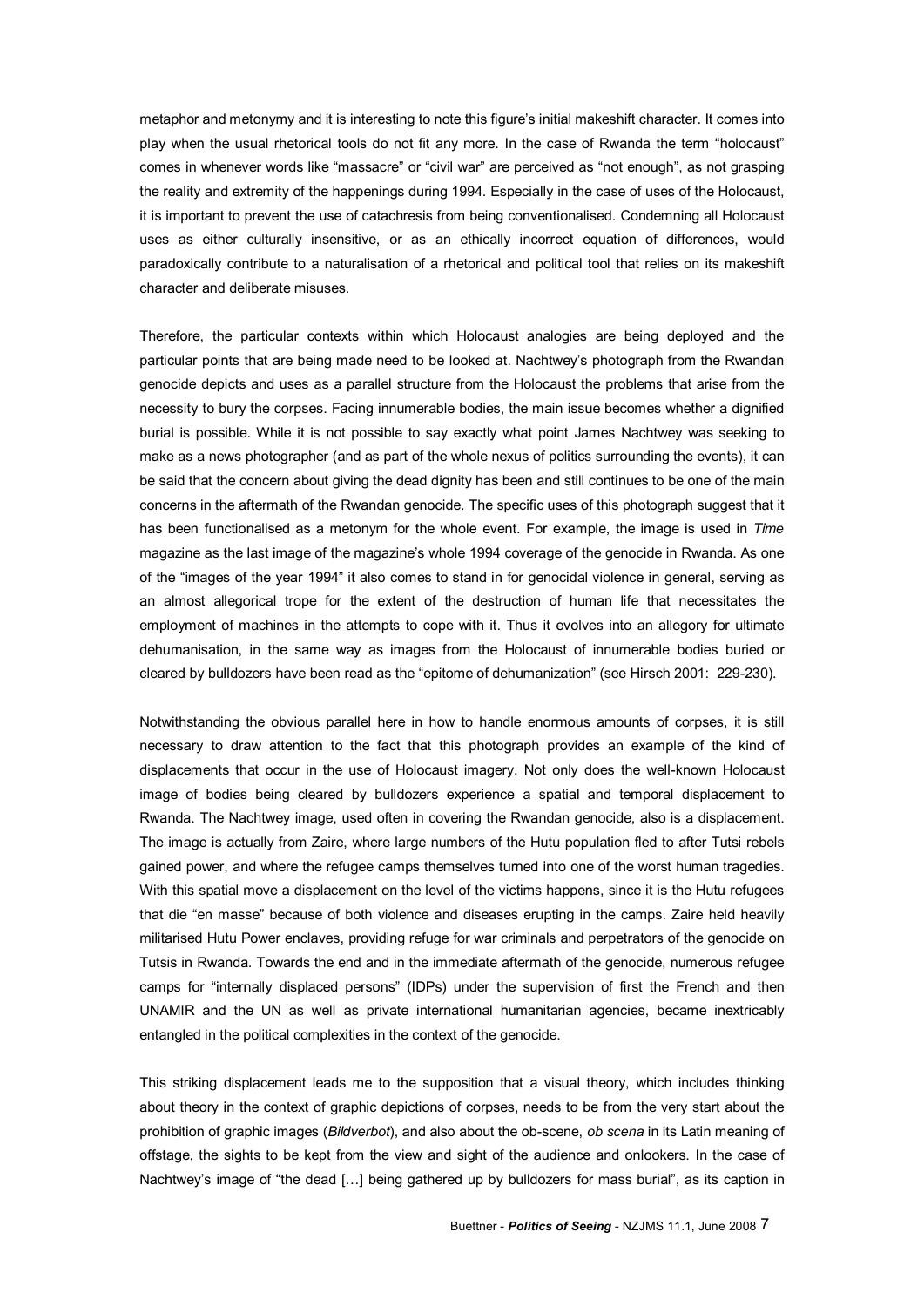metaphor and metonymy and it is interesting to note this figure's initial makeshift character. It comes into play when the usual rhetorical tools do not fit any more. In the case of Rwanda the term "holocaust" comes in whenever words like "massacre" or "civil war" are perceived as "not enough", as not grasping the reality and extremity of the happenings during 1994. Especially in the case of uses of the Holocaust, it is important to prevent the use of catachresis from being conventionalised. Condemning all Holocaust uses as either culturally insensitive, or as an ethically incorrect equation of differences, would paradoxically contribute to a naturalisation of a rhetorical and political tool that relies on its makeshift character and deliberate misuses.

Therefore, the particular contexts within which Holocaust analogies are being deployed and the particular points that are being made need to be looked at. Nachtwey's photograph from the Rwandan genocide depicts and uses as a parallel structure from the Holocaust the problems that arise from the necessity to bury the corpses. Facing innumerable bodies, the main issue becomes whether a dignified burial is possible. While it is not possible to say exactly what point James Nachtwey was seeking to make as a news photographer (and as part of the whole nexus of politics surrounding the events), it can be said that the concern about giving the dead dignity has been and still continues to be one of the main concerns in the aftermath of the Rwandan genocide. The specific uses of this photograph suggest that it has been functionalised as a metonym for the whole event. For example, the image is used in *Time* magazine as the last image of the magazine's whole 1994 coverage of the genocide in Rwanda. As one of the "images of the year 1994" it also comes to stand in for genocidal violence in general, serving as an almost allegorical trope for the extent of the destruction of human life that necessitates the employment of machines in the attempts to cope with it. Thus it evolves into an allegory for ultimate dehumanisation, in the same way as images from the Holocaust of innumerable bodies buried or cleared by bulldozers have been read as the "epitome of dehumanization" (see Hirsch 2001: 229-230).

Notwithstanding the obvious parallel here in how to handle enormous amounts of corpses, it is still necessary to draw attention to the fact that this photograph provides an example of the kind of displacements that occur in the use of Holocaust imagery. Not only does the well-known Holocaust image of bodies being cleared by bulldozers experience a spatial and temporal displacement to Rwanda. The Nachtwey image, used often in covering the Rwandan genocide, also is a displacement. The image is actually from Zaire, where large numbers of the Hutu population fled to after Tutsi rebels gained power, and where the refugee camps themselves turned into one of the worst human tragedies. With this spatial move a displacement on the level of the victims happens, since it is the Hutu refugees that die "en masse" because of both violence and diseases erupting in the camps. Zaire held heavily militarised Hutu Power enclaves, providing refuge for war criminals and perpetrators of the genocide on Tutsis in Rwanda. Towards the end and in the immediate aftermath of the genocide, numerous refugee camps for "internally displaced persons" (IDPs) under the supervision of first the French and then UNAMIR and the UN as well as private international humanitarian agencies, became inextricably entangled in the political complexities in the context of the genocide.

This striking displacement leads me to the supposition that a visual theory, which includes thinking about theory in the context of graphic depictions of corpses, needs to be from the very start about the prohibition of graphic images (*Bildverbot*), and also about the ob-scene, *ob scena* in its Latin meaning of offstage, the sights to be kept from the view and sight of the audience and onlookers. In the case of Nachtwey's image of "the dead […] being gathered up by bulldozers for mass burial", as its caption in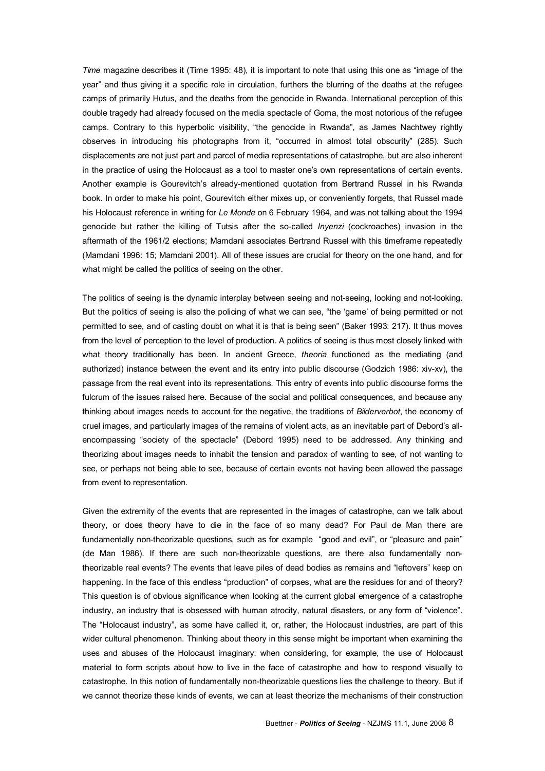*Time* magazine describes it (Time 1995: 48), it is important to note that using this one as "image of the year" and thus giving it a specific role in circulation, furthers the blurring of the deaths at the refugee camps of primarily Hutus, and the deaths from the genocide in Rwanda. International perception of this double tragedy had already focused on the media spectacle of Goma, the most notorious of the refugee camps. Contrary to this hyperbolic visibility, "the genocide in Rwanda", as James Nachtwey rightly observes in introducing his photographs from it, "occurred in almost total obscurity" (285). Such displacements are not just part and parcel of media representations of catastrophe, but are also inherent in the practice of using the Holocaust as a tool to master one's own representations of certain events. Another example is Gourevitch's already-mentioned quotation from Bertrand Russel in his Rwanda book. In order to make his point, Gourevitch either mixes up, or conveniently forgets, that Russel made his Holocaust reference in writing for *Le Monde* on 6 February 1964, and was not talking about the 1994 genocide but rather the killing of Tutsis after the so-called *Inyenzi* (cockroaches) invasion in the aftermath of the 1961/2 elections; Mamdani associates Bertrand Russel with this timeframe repeatedly (Mamdani 1996: 15; Mamdani 2001). All of these issues are crucial for theory on the one hand, and for what might be called the politics of seeing on the other.

The politics of seeing is the dynamic interplay between seeing and not-seeing, looking and not-looking. But the politics of seeing is also the policing of what we can see, "the 'game' of being permitted or not permitted to see, and of casting doubt on what it is that is being seen" (Baker 1993: 217). It thus moves from the level of perception to the level of production. A politics of seeing is thus most closely linked with what theory traditionally has been. In ancient Greece, *theoria* functioned as the mediating (and authorized) instance between the event and its entry into public discourse (Godzich 1986: xiv-xv), the passage from the real event into its representations. This entry of events into public discourse forms the fulcrum of the issues raised here. Because of the social and political consequences, and because any thinking about images needs to account for the negative, the traditions of *Bilderverbot*, the economy of cruel images, and particularly images of the remains of violent acts, as an inevitable part of Debord's all-encompassing "society of the spectacle" (Debord 1995) need to be addressed. Any thinking and theorizing about images needs to inhabit the tension and paradox of wanting to see, of not wanting to see, or perhaps not being able to see, because of certain events not having been allowed the passage from event to representation.

Given the extremity of the events that are represented in the images of catastrophe, can we talk about theory, or does theory have to die in the face of so many dead? For Paul de Man there are fundamentally non-theorizable questions, such as for example "good and evil", or "pleasure and pain" (de Man 1986). If there are such non-theorizable questions, are there also fundamentally non-theorizable real events? The events that leave piles of dead bodies as remains and "leftovers" keep on happening. In the face of this endless "production" of corpses, what are the residues for and of theory? This question is of obvious significance when looking at the current global emergence of a catastrophe industry, an industry that is obsessed with human atrocity, natural disasters, or any form of "violence". The "Holocaust industry", as some have called it, or, rather, the Holocaust industries, are part of this wider cultural phenomenon. Thinking about theory in this sense might be important when examining the uses and abuses of the Holocaust imaginary: when considering, for example, the use of Holocaust material to form scripts about how to live in the face of catastrophe and how to respond visually to catastrophe. In this notion of fundamentally non-theorizable questions lies the challenge to theory. But if we cannot theorize these kinds of events, we can at least theorize the mechanisms of their construction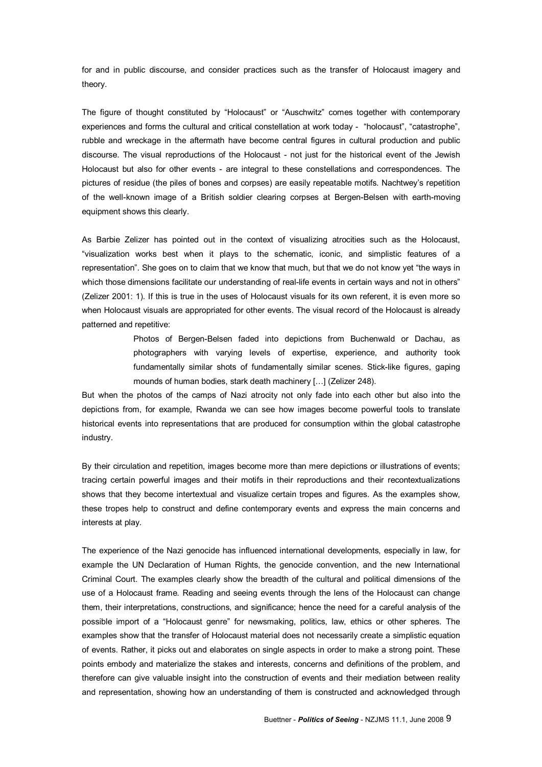for and in public discourse, and consider practices such as the transfer of Holocaust imagery and theory.

The figure of thought constituted by "Holocaust" or "Auschwitz" comes together with contemporary experiences and forms the cultural and critical constellation at work today - "holocaust", "catastrophe", rubble and wreckage in the aftermath have become central figures in cultural production and public discourse. The visual reproductions of the Holocaust - not just for the historical event of the Jewish Holocaust but also for other events - are integral to these constellations and correspondences. The pictures of residue (the piles of bones and corpses) are easily repeatable motifs. Nachtwey's repetition of the well-known image of a British soldier clearing corpses at Bergen-Belsen with earth-moving equipment shows this clearly.

As Barbie Zelizer has pointed out in the context of visualizing atrocities such as the Holocaust, "visualization works best when it plays to the schematic, iconic, and simplistic features of a representation". She goes on to claim that we know that much, but that we do not know yet "the ways in which those dimensions facilitate our understanding of real-life events in certain ways and not in others" (Zelizer 2001: 1). If this is true in the uses of Holocaust visuals for its own referent, it is even more so when Holocaust visuals are appropriated for other events. The visual record of the Holocaust is already patterned and repetitive:

> Photos of Bergen-Belsen faded into depictions from Buchenwald or Dachau, as photographers with varying levels of expertise, experience, and authority took fundamentally similar shots of fundamentally similar scenes. Stick-like figures, gaping mounds of human bodies, stark death machinery […] (Zelizer 248).

But when the photos of the camps of Nazi atrocity not only fade into each other but also into the depictions from, for example, Rwanda we can see how images become powerful tools to translate historical events into representations that are produced for consumption within the global catastrophe industry.

By their circulation and repetition, images become more than mere depictions or illustrations of events; tracing certain powerful images and their motifs in their reproductions and their recontextualizations shows that they become intertextual and visualize certain tropes and figures. As the examples show, these tropes help to construct and define contemporary events and express the main concerns and interests at play.

The experience of the Nazi genocide has influenced international developments, especially in law, for example the UN Declaration of Human Rights, the genocide convention, and the new International Criminal Court. The examples clearly show the breadth of the cultural and political dimensions of the use of a Holocaust frame. Reading and seeing events through the lens of the Holocaust can change them, their interpretations, constructions, and significance; hence the need for a careful analysis of the possible import of a "Holocaust genre" for newsmaking, politics, law, ethics or other spheres. The examples show that the transfer of Holocaust material does not necessarily create a simplistic equation of events. Rather, it picks out and elaborates on single aspects in order to make a strong point. These points embody and materialize the stakes and interests, concerns and definitions of the problem, and therefore can give valuable insight into the construction of events and their mediation between reality and representation, showing how an understanding of them is constructed and acknowledged through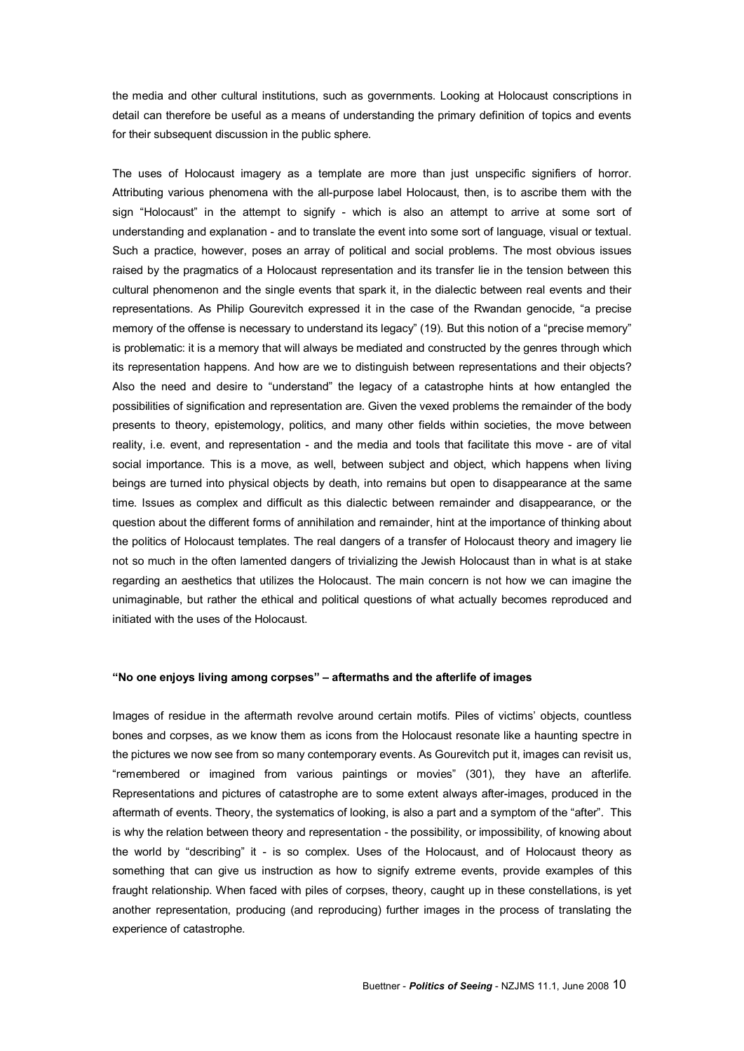the media and other cultural institutions, such as governments. Looking at Holocaust conscriptions in detail can therefore be useful as a means of understanding the primary definition of topics and events for their subsequent discussion in the public sphere.

The uses of Holocaust imagery as a template are more than just unspecific signifiers of horror. Attributing various phenomena with the all-purpose label Holocaust, then, is to ascribe them with the sign "Holocaust" in the attempt to signify - which is also an attempt to arrive at some sort of understanding and explanation - and to translate the event into some sort of language, visual or textual. Such a practice, however, poses an array of political and social problems. The most obvious issues raised by the pragmatics of a Holocaust representation and its transfer lie in the tension between this cultural phenomenon and the single events that spark it, in the dialectic between real events and their representations. As Philip Gourevitch expressed it in the case of the Rwandan genocide, "a precise memory of the offense is necessary to understand its legacy" (19). But this notion of a "precise memory" is problematic: it is a memory that will always be mediated and constructed by the genres through which its representation happens. And how are we to distinguish between representations and their objects? Also the need and desire to "understand" the legacy of a catastrophe hints at how entangled the possibilities of signification and representation are. Given the vexed problems the remainder of the body presents to theory, epistemology, politics, and many other fields within societies, the move between reality, i.e. event, and representation - and the media and tools that facilitate this move - are of vital social importance. This is a move, as well, between subject and object, which happens when living beings are turned into physical objects by death, into remains but open to disappearance at the same time. Issues as complex and difficult as this dialectic between remainder and disappearance, or the question about the different forms of annihilation and remainder, hint at the importance of thinking about the politics of Holocaust templates. The real dangers of a transfer of Holocaust theory and imagery lie not so much in the often lamented dangers of trivializing the Jewish Holocaust than in what is at stake regarding an aesthetics that utilizes the Holocaust. The main concern is not how we can imagine the unimaginable, but rather the ethical and political questions of what actually becomes reproduced and initiated with the uses of the Holocaust.

### "No one enjoys living among corpses" – aftermaths and the afterlife of images

Images of residue in the aftermath revolve around certain motifs. Piles of victims' objects, countless bones and corpses, as we know them as icons from the Holocaust resonate like a haunting spectre in the pictures we now see from so many contemporary events. As Gourevitch put it, images can revisit us, "remembered or imagined from various paintings or movies" (301), they have an afterlife. Representations and pictures of catastrophe are to some extent always after-images, produced in the aftermath of events. Theory, the systematics of looking, is also a part and a symptom of the "after". This is why the relation between theory and representation - the possibility, or impossibility, of knowing about the world by "describing" it - is so complex. Uses of the Holocaust, and of Holocaust theory as something that can give us instruction as how to signify extreme events, provide examples of this fraught relationship. When faced with piles of corpses, theory, caught up in these constellations, is yet another representation, producing (and reproducing) further images in the process of translating the experience of catastrophe.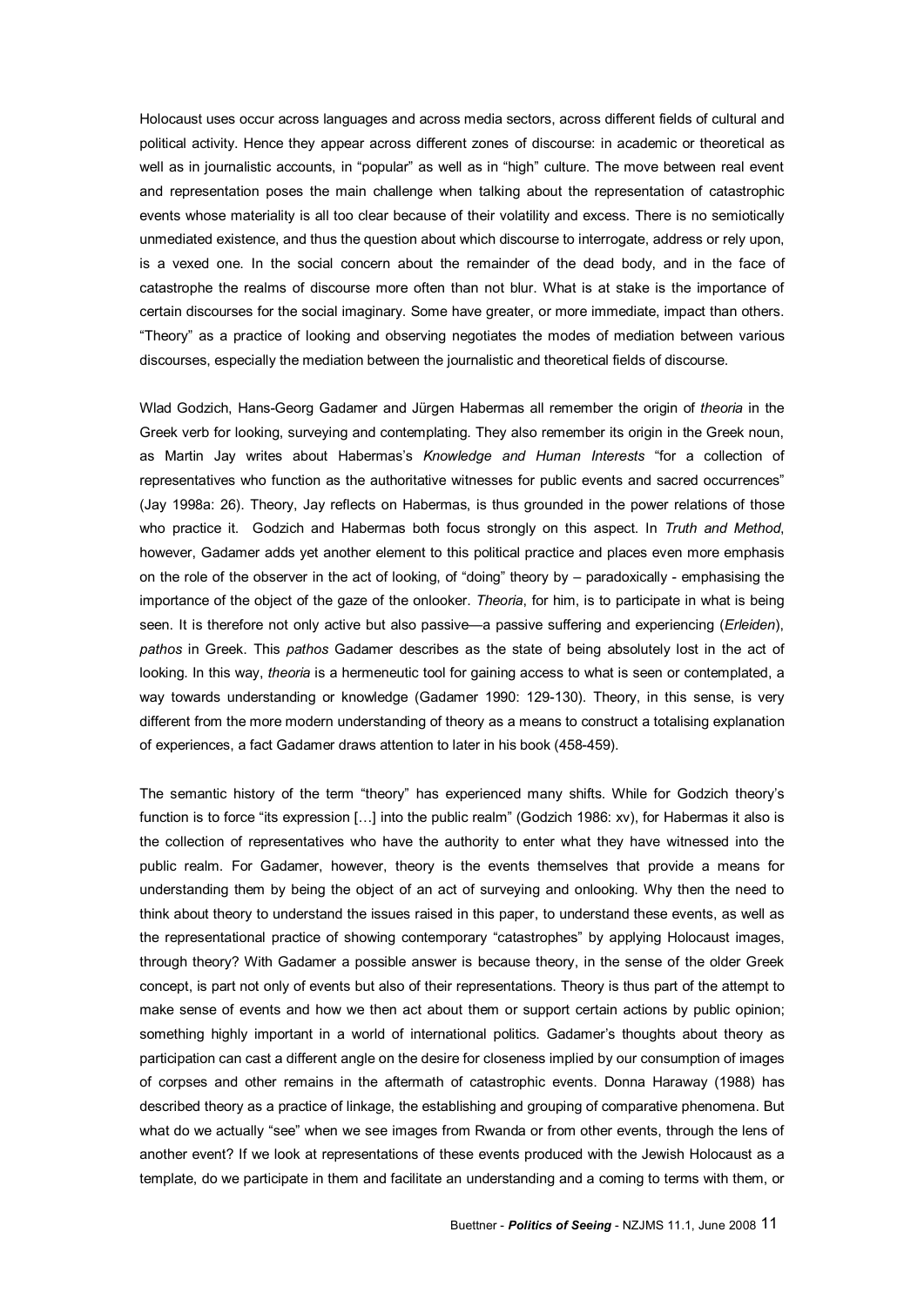Holocaust uses occur across languages and across media sectors, across different fields of cultural and political activity. Hence they appear across different zones of discourse: in academic or theoretical as well as in journalistic accounts, in "popular" as well as in "high" culture. The move between real event and representation poses the main challenge when talking about the representation of catastrophic events whose materiality is all too clear because of their volatility and excess. There is no semiotically unmediated existence, and thus the question about which discourse to interrogate, address or rely upon, is a vexed one. In the social concern about the remainder of the dead body, and in the face of catastrophe the realms of discourse more often than not blur. What is at stake is the importance of certain discourses for the social imaginary. Some have greater, or more immediate, impact than others. "Theory" as a practice of looking and observing negotiates the modes of mediation between various discourses, especially the mediation between the journalistic and theoretical fields of discourse.

Wlad Godzich, Hans-Georg Gadamer and Jürgen Habermas all remember the origin of *theoria* in the Greek verb for looking, surveying and contemplating. They also remember its origin in the Greek noun, as Martin Jay writes about Habermas's *Knowledge and Human Interests* "for a collection of representatives who function as the authoritative witnesses for public events and sacred occurrences" (Jay 1998a: 26). Theory, Jay reflects on Habermas, is thus grounded in the power relations of those who practice it. Godzich and Habermas both focus strongly on this aspect. In *Truth and Method*, however, Gadamer adds yet another element to this political practice and places even more emphasis on the role of the observer in the act of looking, of "doing" theory by – paradoxically - emphasising the importance of the object of the gaze of the onlooker. *Theoria*, for him, is to participate in what is being seen. It is therefore not only active but also passive—a passive suffering and experiencing (*Erleiden*), *pathos* in Greek. This *pathos* Gadamer describes as the state of being absolutely lost in the act of looking. In this way, *theoria* is a hermeneutic tool for gaining access to what is seen or contemplated, a way towards understanding or knowledge (Gadamer 1990: 129-130). Theory, in this sense, is very different from the more modern understanding of theory as a means to construct a totalising explanation of experiences, a fact Gadamer draws attention to later in his book (458-459).

The semantic history of the term "theory" has experienced many shifts. While for Godzich theory's function is to force "its expression […] into the public realm" (Godzich 1986: xv), for Habermas it also is the collection of representatives who have the authority to enter what they have witnessed into the public realm. For Gadamer, however, theory is the events themselves that provide a means for understanding them by being the object of an act of surveying and onlooking. Why then the need to think about theory to understand the issues raised in this paper, to understand these events, as well as the representational practice of showing contemporary "catastrophes" by applying Holocaust images, through theory? With Gadamer a possible answer is because theory, in the sense of the older Greek concept, is part not only of events but also of their representations. Theory is thus part of the attempt to make sense of events and how we then act about them or support certain actions by public opinion; something highly important in a world of international politics. Gadamer's thoughts about theory as participation can cast a different angle on the desire for closeness implied by our consumption of images of corpses and other remains in the aftermath of catastrophic events. Donna Haraway (1988) has described theory as a practice of linkage, the establishing and grouping of comparative phenomena. But what do we actually "see" when we see images from Rwanda or from other events, through the lens of another event? If we look at representations of these events produced with the Jewish Holocaust as a template, do we participate in them and facilitate an understanding and a coming to terms with them, or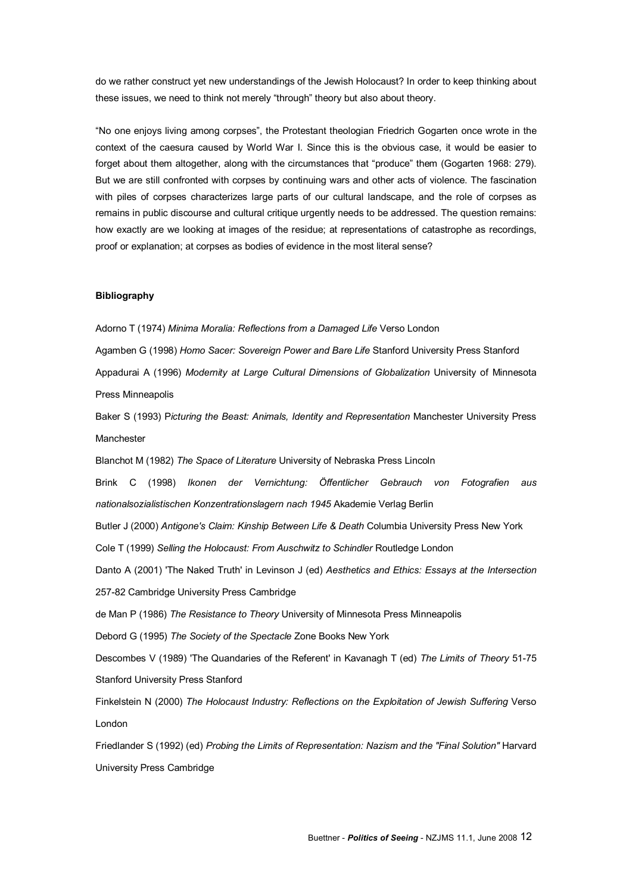do we rather construct yet new understandings of the Jewish Holocaust? In order to keep thinking about these issues, we need to think not merely "through" theory but also about theory.

"No one enjoys living among corpses", the Protestant theologian Friedrich Gogarten once wrote in the context of the caesura caused by World War I. Since this is the obvious case, it would be easier to forget about them altogether, along with the circumstances that "produce" them (Gogarten 1968: 279). But we are still confronted with corpses by continuing wars and other acts of violence. The fascination with piles of corpses characterizes large parts of our cultural landscape, and the role of corpses as remains in public discourse and cultural critique urgently needs to be addressed. The question remains: how exactly are we looking at images of the residue; at representations of catastrophe as recordings, proof or explanation; at corpses as bodies of evidence in the most literal sense?

**Bibliography**

Adorno T (1974) *Minima Moralia: Reflections from a Damaged Life* Verso London

Agamben G (1998) *Homo Sacer: Sovereign Power and Bare Life* Stanford University Press Stanford

Appadurai A (1996) *Modernity at Large Cultural Dimensions of Globalization* University of Minnesota Press Minneapolis

Baker S (1993) P*icturing the Beast: Animals, Identity and Representation* Manchester University Press Manchester

Blanchot M (1982) *The Space of Literature* University of Nebraska Press Lincoln

Brink C (1998) *Ikonen der Vernichtung: Öffentlicher Gebrauch von Fotografien aus nationalsozialistischen Konzentrationslagern nach 1945* Akademie Verlag Berlin

Butler J (2000) *Antigone's Claim: Kinship Between Life & Death* Columbia University Press New York

Cole T (1999) *Selling the Holocaust: From Auschwitz to Schindler* Routledge London

Danto A (2001) 'The Naked Truth' in Levinson J (ed) *Aesthetics and Ethics: Essays at the Intersection* 257-82 Cambridge University Press Cambridge

de Man P (1986) *The Resistance to Theory* University of Minnesota Press Minneapolis

Debord G (1995) *The Society of the Spectacle* Zone Books New York

Descombes V (1989) 'The Quandaries of the Referent' in Kavanagh T (ed) *The Limits of Theory* 51-75 Stanford University Press Stanford

Finkelstein N (2000) *The Holocaust Industry: Reflections on the Exploitation of Jewish Suffering* Verso London

Friedlander S (1992) (ed) *Probing the Limits of Representation: Nazism and the "Final Solution"* Harvard University Press Cambridge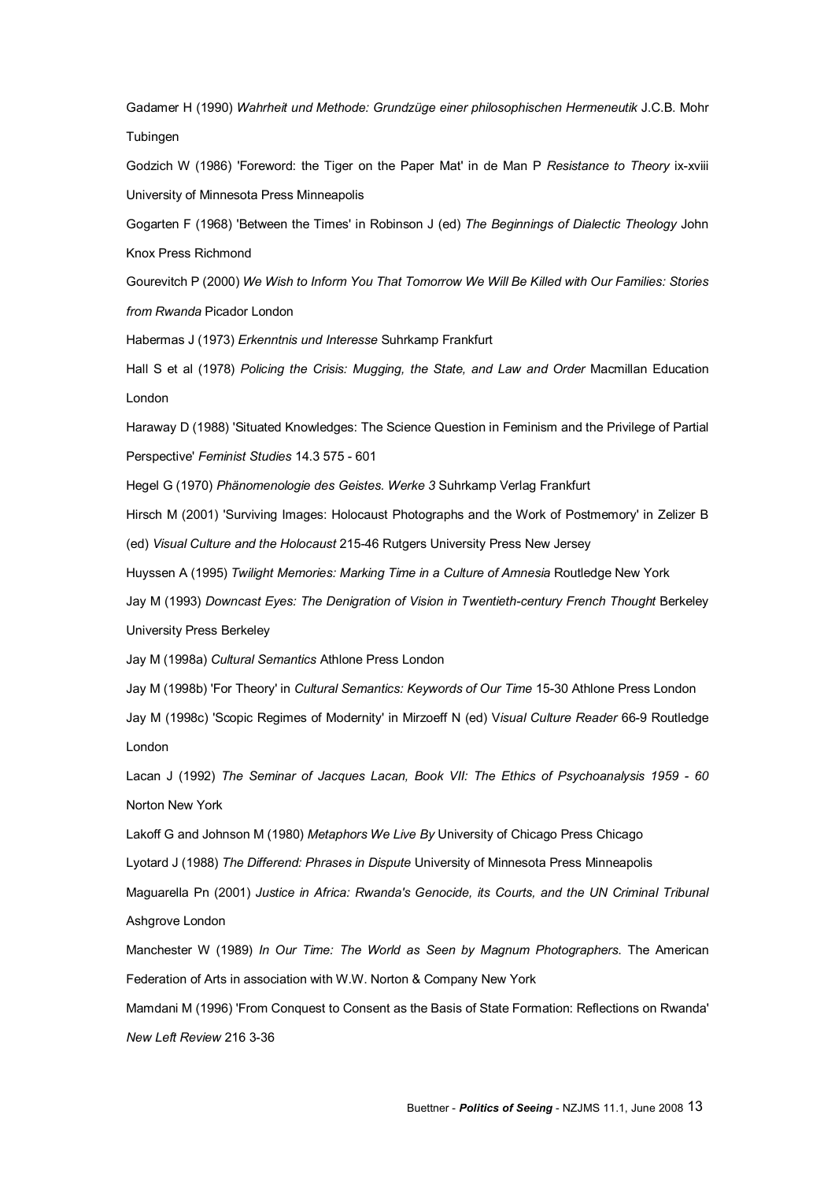Gadamer H (1990) *Wahrheit und Methode: Grundzüge einer philosophischen Hermeneutik* J.C.B. Mohr Tubingen

Godzich W (1986) 'Foreword: the Tiger on the Paper Mat' in de Man P *Resistance to Theory* ix-xviii University of Minnesota Press Minneapolis

Gogarten F (1968) 'Between the Times' in Robinson J (ed) *The Beginnings of Dialectic Theology* John Knox Press Richmond

Gourevitch P (2000) *We Wish to Inform You That Tomorrow We Will Be Killed with Our Families: Stories from Rwanda* Picador London

Habermas J (1973) *Erkenntnis und Interesse* Suhrkamp Frankfurt

Hall S et al (1978) *Policing the Crisis: Mugging, the State, and Law and Order* Macmillan Education London

Haraway D (1988) 'Situated Knowledges: The Science Question in Feminism and the Privilege of Partial Perspective' *Feminist Studies* 14.3 575 - 601

Hegel G (1970) *Phänomenologie des Geistes. Werke 3* Suhrkamp Verlag Frankfurt

Hirsch M (2001) 'Surviving Images: Holocaust Photographs and the Work of Postmemory' in Zelizer B (ed) *Visual Culture and the Holocaust* 215-46 Rutgers University Press New Jersey

Huyssen A (1995) *Twilight Memories: Marking Time in a Culture of Amnesia* Routledge New York

Jay M (1993) *Downcast Eyes: The Denigration of Vision in Twentieth-century French Thought* Berkeley University Press Berkeley

Jay M (1998a) *Cultural Semantics* Athlone Press London

Jay M (1998b) 'For Theory' in *Cultural Semantics: Keywords of Our Time* 15-30 Athlone Press London

Jay M (1998c) 'Scopic Regimes of Modernity' in Mirzoeff N (ed) V*isual Culture Reader* 66-9 Routledge London

Lacan J (1992) *The Seminar of Jacques Lacan, Book VII: The Ethics of Psychoanalysis 1959 - 60* Norton New York

Lakoff G and Johnson M (1980) *Metaphors We Live By* University of Chicago Press Chicago

Lyotard J (1988) *The Differend: Phrases in Dispute* University of Minnesota Press Minneapolis

Maguarella Pn (2001) *Justice in Africa: Rwanda's Genocide, its Courts, and the UN Criminal Tribunal* Ashgrove London

Manchester W (1989) *In Our Time: The World as Seen by Magnum Photographers.* The American Federation of Arts in association with W.W. Norton & Company New York

Mamdani M (1996) 'From Conquest to Consent as the Basis of State Formation: Reflections on Rwanda' *New Left Review* 216 3-36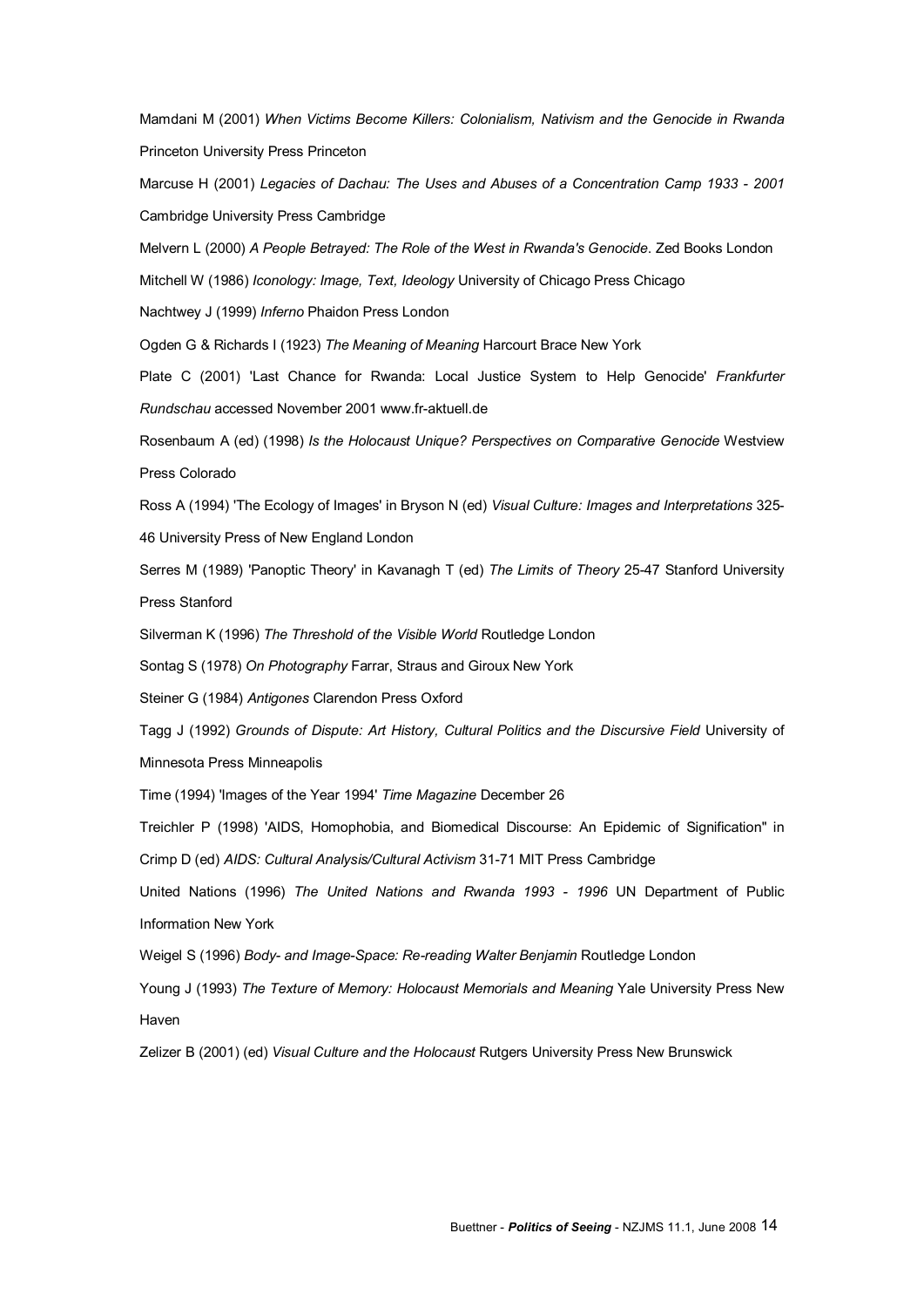Mamdani M (2001) *When Victims Become Killers: Colonialism, Nativism and the Genocide in Rwanda* Princeton University Press Princeton

Marcuse H (2001) *Legacies of Dachau: The Uses and Abuses of a Concentration Camp 1933 - 2001* Cambridge University Press Cambridge

Melvern L (2000) *A People Betrayed: The Role of the West in Rwanda's Genocide*. Zed Books London

Mitchell W (1986) *Iconology: Image, Text, Ideology* University of Chicago Press Chicago

Nachtwey J (1999) *Inferno* Phaidon Press London

Ogden G & Richards I (1923) *The Meaning of Meaning* Harcourt Brace New York

Plate C (2001) 'Last Chance for Rwanda: Local Justice System to Help Genocide' *Frankfurter Rundschau* accessed November 2001 www.fr-aktuell.de

Rosenbaum A (ed) (1998) *Is the Holocaust Unique? Perspectives on Comparative Genocide* Westview Press Colorado

Ross A (1994) 'The Ecology of Images' in Bryson N (ed) *Visual Culture: Images and Interpretations* 325-46 University Press of New England London

Serres M (1989) 'Panoptic Theory' in Kavanagh T (ed) *The Limits of Theory* 25-47 Stanford University Press Stanford

Silverman K (1996) *The Threshold of the Visible World* Routledge London

Sontag S (1978) *On Photography* Farrar, Straus and Giroux New York

Steiner G (1984) *Antigones* Clarendon Press Oxford

Tagg J (1992) *Grounds of Dispute: Art History, Cultural Politics and the Discursive Field* University of Minnesota Press Minneapolis

Time (1994) 'Images of the Year 1994' *Time Magazine* December 26

Treichler P (1998) 'AIDS, Homophobia, and Biomedical Discourse: An Epidemic of Signification'' in Crimp D (ed) *AIDS: Cultural Analysis/Cultural Activism* 31-71 MIT Press Cambridge

United Nations (1996) *The United Nations and Rwanda 1993 - 1996* UN Department of Public Information New York

Weigel S (1996) *Body- and Image-Space: Re-reading Walter Benjamin* Routledge London

Young J (1993) *The Texture of Memory: Holocaust Memorials and Meaning* Yale University Press New Haven

Zelizer B (2001) (ed) *Visual Culture and the Holocaust* Rutgers University Press New Brunswick